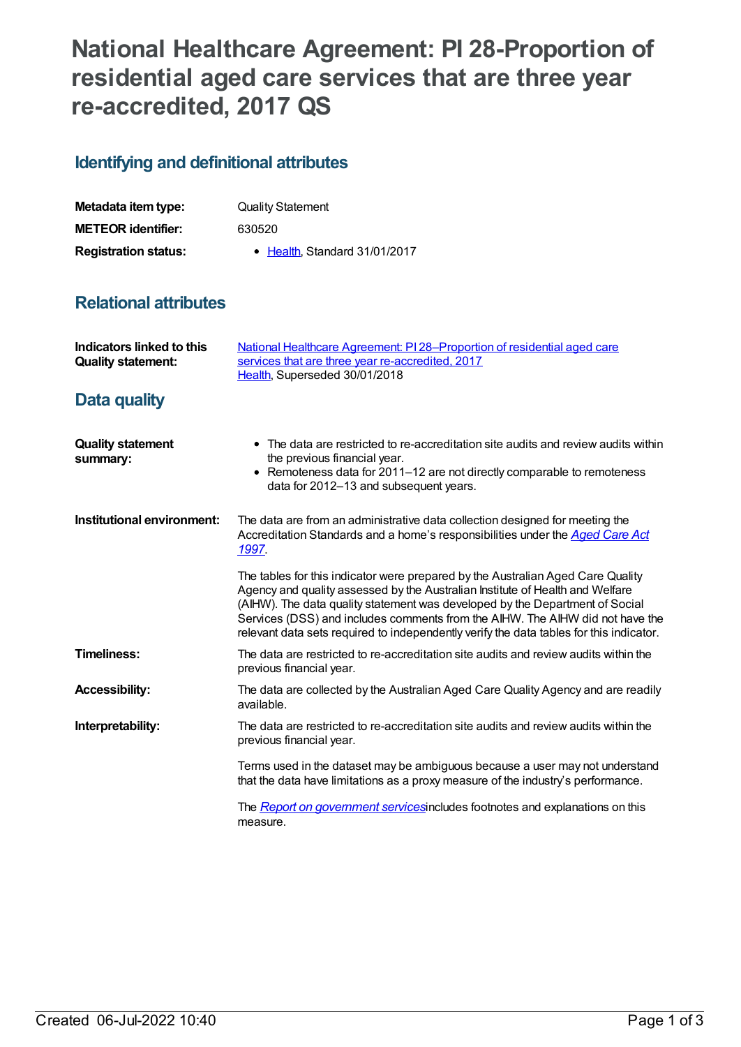# National Healthcare Agreement: PI 28-Proportion of residential aged care services that are three year re-accredited, 2017 QS

## Identifying and definitional attributes

| | |
|---|---|
| **Metadata item type:** | Quality Statement |
| **METEOR identifier:** | 630520 |
| **Registration status:** | • Health, Standard 31/01/2017 |

## Relational attributes

| | |
|---|---|
| **Indicators linked to this Quality statement:** | National Healthcare Agreement: PI 28–Proportion of residential aged care services that are three year re-accredited, 2017<br>Health, Superseded 30/01/2018 |

## Data quality

**Quality statement summary:**

- The data are restricted to re-accreditation site audits and review audits within the previous financial year.
- Remoteness data for 2011–12 are not directly comparable to remoteness data for 2012–13 and subsequent years.

**Institutional environment:**

The data are from an administrative data collection designed for meeting the Accreditation Standards and a home's responsibilities under the *Aged Care Act 1997*.

The tables for this indicator were prepared by the Australian Aged Care Quality Agency and quality assessed by the Australian Institute of Health and Welfare (AIHW). The data quality statement was developed by the Department of Social Services (DSS) and includes comments from the AIHW. The AIHW did not have the relevant data sets required to independently verify the data tables for this indicator.

**Timeliness:**

The data are restricted to re-accreditation site audits and review audits within the previous financial year.

**Accessibility:**

The data are collected by the Australian Aged Care Quality Agency and are readily available.

**Interpretability:**

The data are restricted to re-accreditation site audits and review audits within the previous financial year.

Terms used in the dataset may be ambiguous because a user may not understand that the data have limitations as a proxy measure of the industry's performance.

The *Report on government services* includes footnotes and explanations on this measure.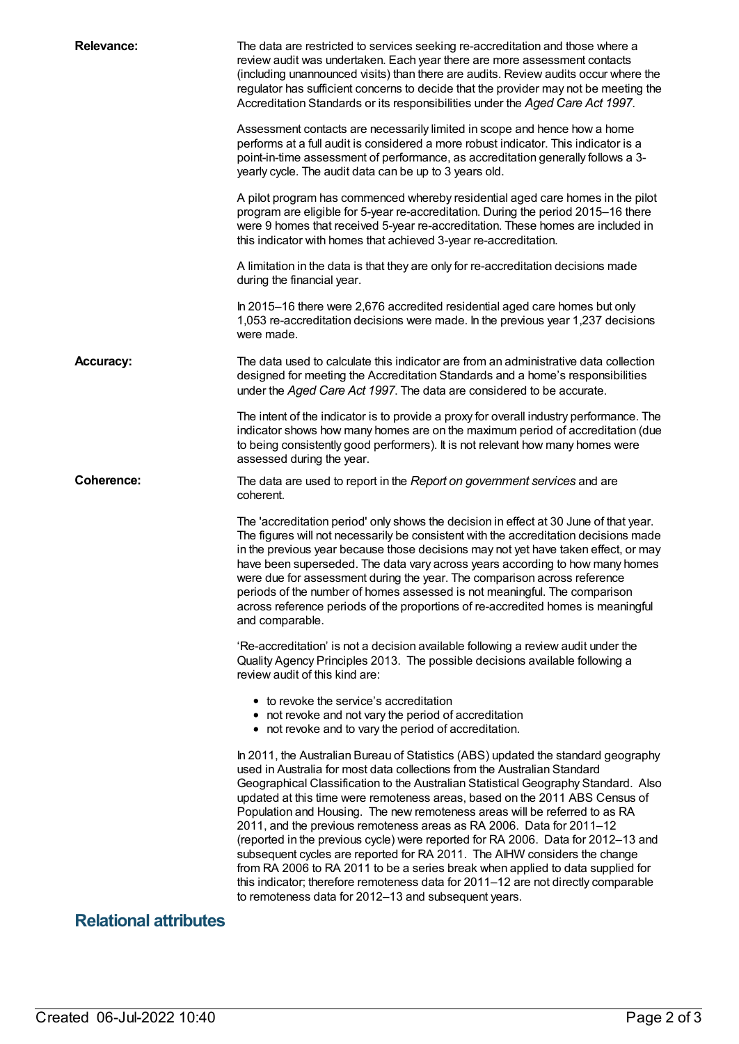**Relevance:**

The data are restricted to services seeking re-accreditation and those where a review audit was undertaken. Each year there are more assessment contacts (including unannounced visits) than there are audits. Review audits occur where the regulator has sufficient concerns to decide that the provider may not be meeting the Accreditation Standards or its responsibilities under the *Aged Care Act 1997*.

Assessment contacts are necessarily limited in scope and hence how a home performs at a full audit is considered a more robust indicator. This indicator is a point-in-time assessment of performance, as accreditation generally follows a 3-yearly cycle. The audit data can be up to 3 years old.

A pilot program has commenced whereby residential aged care homes in the pilot program are eligible for 5-year re-accreditation. During the period 2015–16 there were 9 homes that received 5-year re-accreditation. These homes are included in this indicator with homes that achieved 3-year re-accreditation.

A limitation in the data is that they are only for re-accreditation decisions made during the financial year.

In 2015–16 there were 2,676 accredited residential aged care homes but only 1,053 re-accreditation decisions were made. In the previous year 1,237 decisions were made.

**Accuracy:**

The data used to calculate this indicator are from an administrative data collection designed for meeting the Accreditation Standards and a home's responsibilities under the *Aged Care Act 1997*. The data are considered to be accurate.

The intent of the indicator is to provide a proxy for overall industry performance. The indicator shows how many homes are on the maximum period of accreditation (due to being consistently good performers). It is not relevant how many homes were assessed during the year.

**Coherence:**

The data are used to report in the *Report on government services* and are coherent.

The 'accreditation period' only shows the decision in effect at 30 June of that year. The figures will not necessarily be consistent with the accreditation decisions made in the previous year because those decisions may not yet have taken effect, or may have been superseded. The data vary across years according to how many homes were due for assessment during the year. The comparison across reference periods of the number of homes assessed is not meaningful. The comparison across reference periods of the proportions of re-accredited homes is meaningful and comparable.

'Re-accreditation' is not a decision available following a review audit under the Quality Agency Principles 2013. The possible decisions available following a review audit of this kind are:

- to revoke the service's accreditation
- not revoke and not vary the period of accreditation
- not revoke and to vary the period of accreditation.

In 2011, the Australian Bureau of Statistics (ABS) updated the standard geography used in Australia for most data collections from the Australian Standard Geographical Classification to the Australian Statistical Geography Standard. Also updated at this time were remoteness areas, based on the 2011 ABS Census of Population and Housing. The new remoteness areas will be referred to as RA 2011, and the previous remoteness areas as RA 2006. Data for 2011–12 (reported in the previous cycle) were reported for RA 2006. Data for 2012–13 and subsequent cycles are reported for RA 2011. The AIHW considers the change from RA 2006 to RA 2011 to be a series break when applied to data supplied for this indicator; therefore remoteness data for 2011–12 are not directly comparable to remoteness data for 2012–13 and subsequent years.

## Relational attributes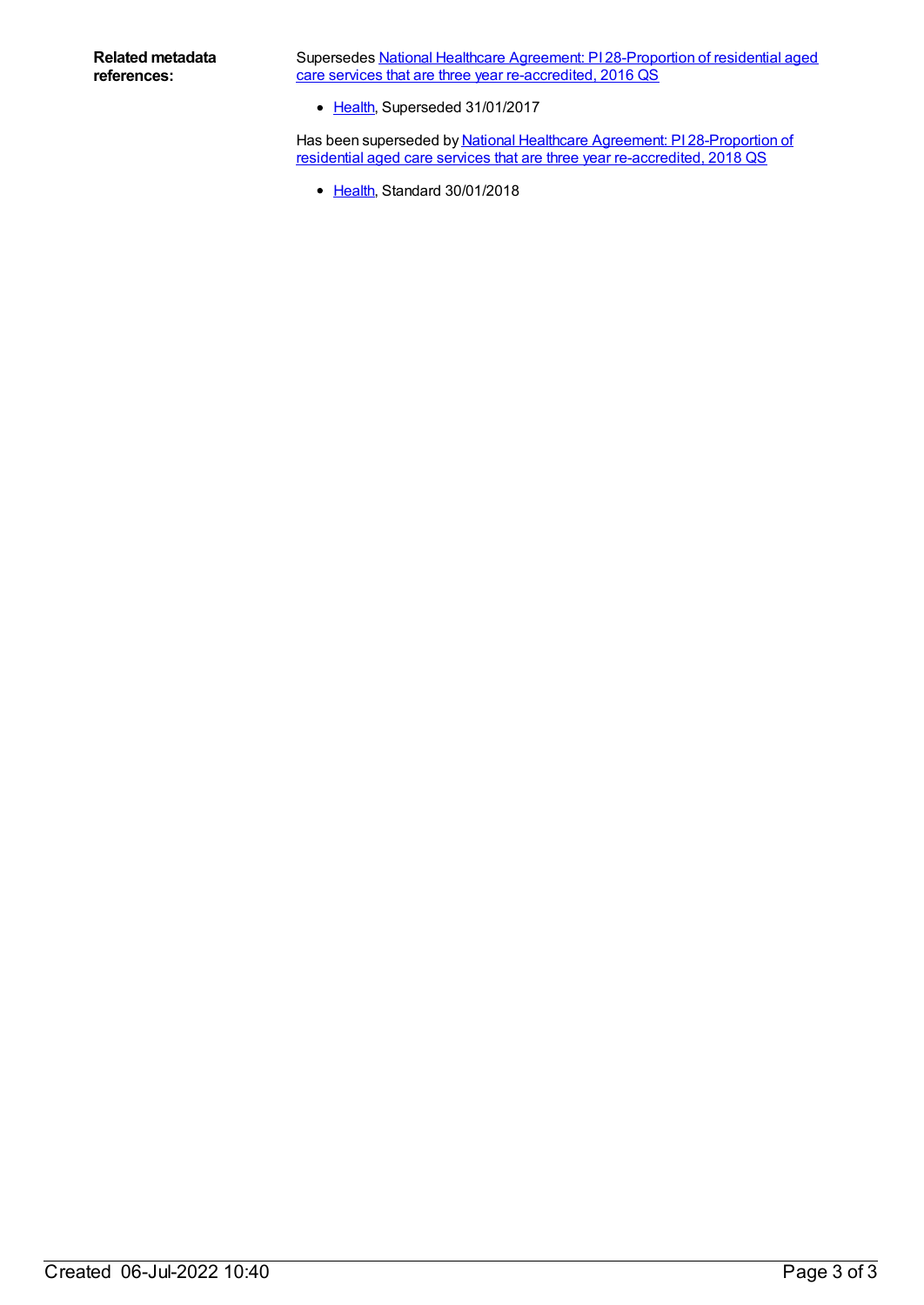**Related metadata references:**

Supersedes National Healthcare Agreement: PI 28-Proportion of residential aged care services that are three year re-accredited, 2016 QS

- Health, Superseded 31/01/2017

Has been superseded by National Healthcare Agreement: PI 28-Proportion of residential aged care services that are three year re-accredited, 2018 QS

- Health, Standard 30/01/2018